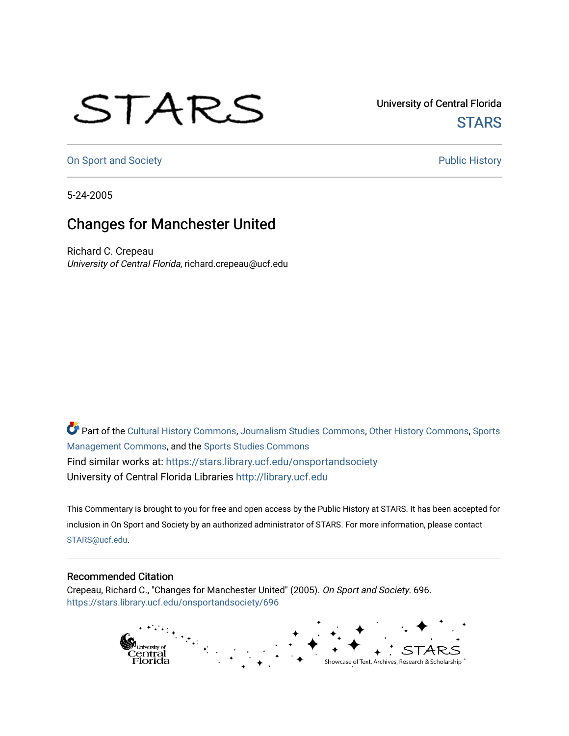STARS

University of Central Florida

STARS

On Sport and Society

Public History

5-24-2005

# Changes for Manchester United

Richard C. Crepeau

*University of Central Florida*, richard.crepeau@ucf.edu

Part of the Cultural History Commons, Journalism Studies Commons, Other History Commons, Sports Management Commons, and the Sports Studies Commons

Find similar works at: https://stars.library.ucf.edu/onsportandsociety

University of Central Florida Libraries http://library.ucf.edu

This Commentary is brought to you for free and open access by the Public History at STARS. It has been accepted for inclusion in On Sport and Society by an authorized administrator of STARS. For more information, please contact STARS@ucf.edu.

## Recommended Citation

Crepeau, Richard C., "Changes for Manchester United" (2005). *On Sport and Society*. 696.
https://stars.library.ucf.edu/onsportandsociety/696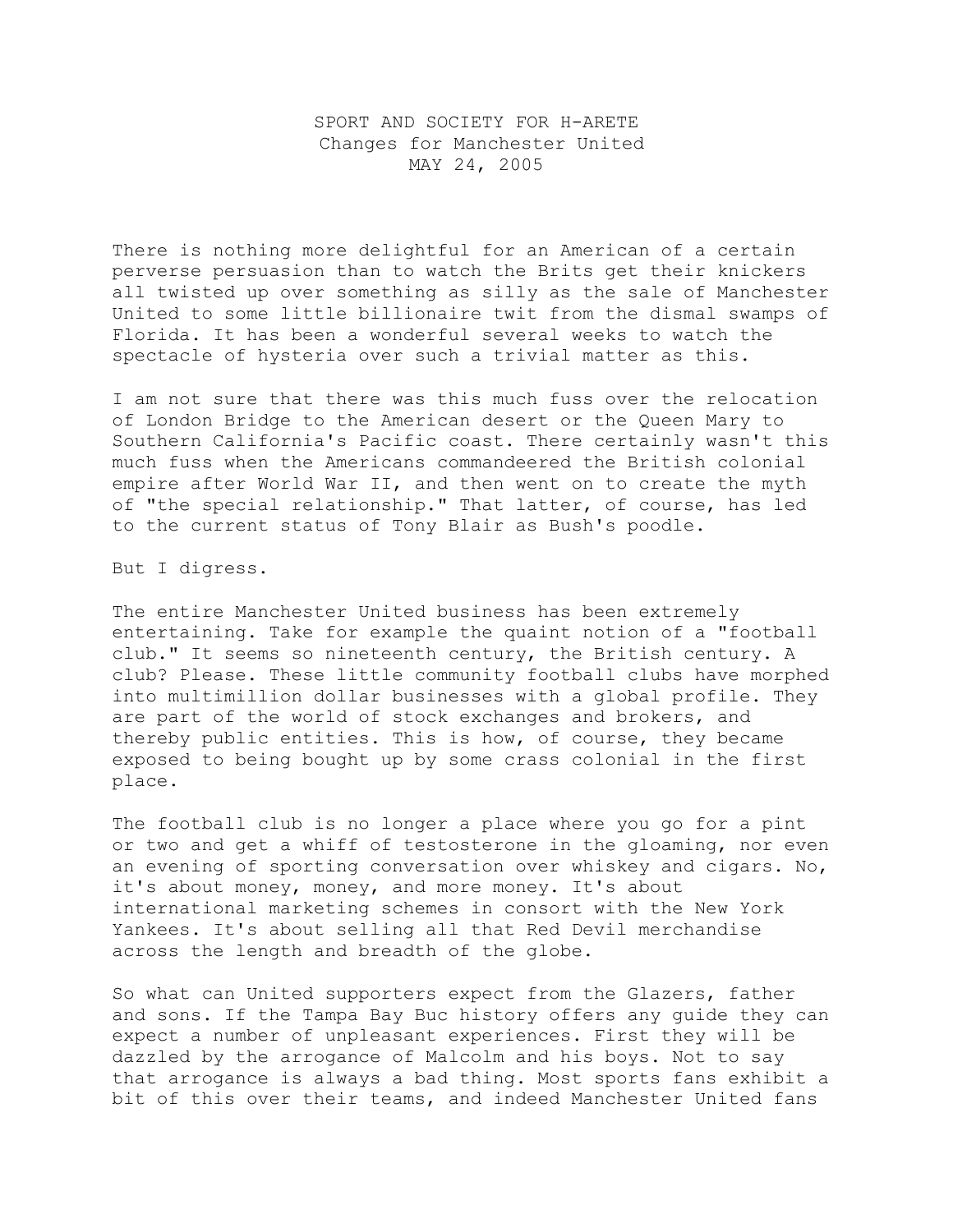SPORT AND SOCIETY FOR H-ARETE
Changes for Manchester United
MAY 24, 2005

There is nothing more delightful for an American of a certain perverse persuasion than to watch the Brits get their knickers all twisted up over something as silly as the sale of Manchester United to some little billionaire twit from the dismal swamps of Florida. It has been a wonderful several weeks to watch the spectacle of hysteria over such a trivial matter as this.

I am not sure that there was this much fuss over the relocation of London Bridge to the American desert or the Queen Mary to Southern California's Pacific coast. There certainly wasn't this much fuss when the Americans commandeered the British colonial empire after World War II, and then went on to create the myth of "the special relationship." That latter, of course, has led to the current status of Tony Blair as Bush's poodle.

But I digress.

The entire Manchester United business has been extremely entertaining. Take for example the quaint notion of a "football club." It seems so nineteenth century, the British century. A club? Please. These little community football clubs have morphed into multimillion dollar businesses with a global profile. They are part of the world of stock exchanges and brokers, and thereby public entities. This is how, of course, they became exposed to being bought up by some crass colonial in the first place.

The football club is no longer a place where you go for a pint or two and get a whiff of testosterone in the gloaming, nor even an evening of sporting conversation over whiskey and cigars. No, it's about money, money, and more money. It's about international marketing schemes in consort with the New York Yankees. It's about selling all that Red Devil merchandise across the length and breadth of the globe.

So what can United supporters expect from the Glazers, father and sons. If the Tampa Bay Buc history offers any guide they can expect a number of unpleasant experiences. First they will be dazzled by the arrogance of Malcolm and his boys. Not to say that arrogance is always a bad thing. Most sports fans exhibit a bit of this over their teams, and indeed Manchester United fans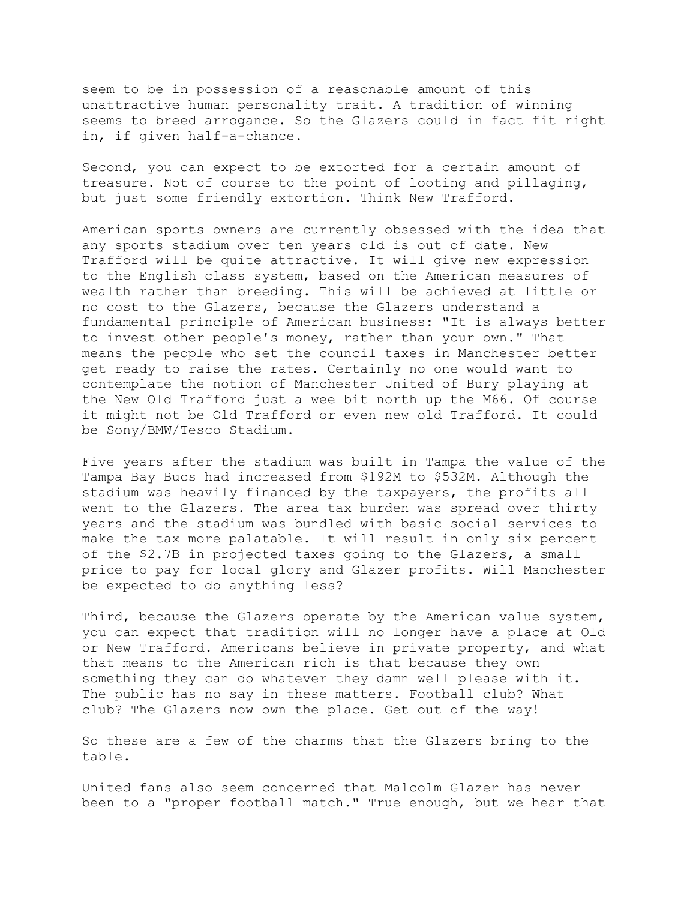seem to be in possession of a reasonable amount of this unattractive human personality trait. A tradition of winning seems to breed arrogance. So the Glazers could in fact fit right in, if given half-a-chance.

Second, you can expect to be extorted for a certain amount of treasure. Not of course to the point of looting and pillaging, but just some friendly extortion. Think New Trafford.

American sports owners are currently obsessed with the idea that any sports stadium over ten years old is out of date. New Trafford will be quite attractive. It will give new expression to the English class system, based on the American measures of wealth rather than breeding. This will be achieved at little or no cost to the Glazers, because the Glazers understand a fundamental principle of American business: "It is always better to invest other people's money, rather than your own." That means the people who set the council taxes in Manchester better get ready to raise the rates. Certainly no one would want to contemplate the notion of Manchester United of Bury playing at the New Old Trafford just a wee bit north up the M66. Of course it might not be Old Trafford or even new old Trafford. It could be Sony/BMW/Tesco Stadium.

Five years after the stadium was built in Tampa the value of the Tampa Bay Bucs had increased from $192M to $532M. Although the stadium was heavily financed by the taxpayers, the profits all went to the Glazers. The area tax burden was spread over thirty years and the stadium was bundled with basic social services to make the tax more palatable. It will result in only six percent of the $2.7B in projected taxes going to the Glazers, a small price to pay for local glory and Glazer profits. Will Manchester be expected to do anything less?

Third, because the Glazers operate by the American value system, you can expect that tradition will no longer have a place at Old or New Trafford. Americans believe in private property, and what that means to the American rich is that because they own something they can do whatever they damn well please with it. The public has no say in these matters. Football club? What club? The Glazers now own the place. Get out of the way!

So these are a few of the charms that the Glazers bring to the table.

United fans also seem concerned that Malcolm Glazer has never been to a "proper football match." True enough, but we hear that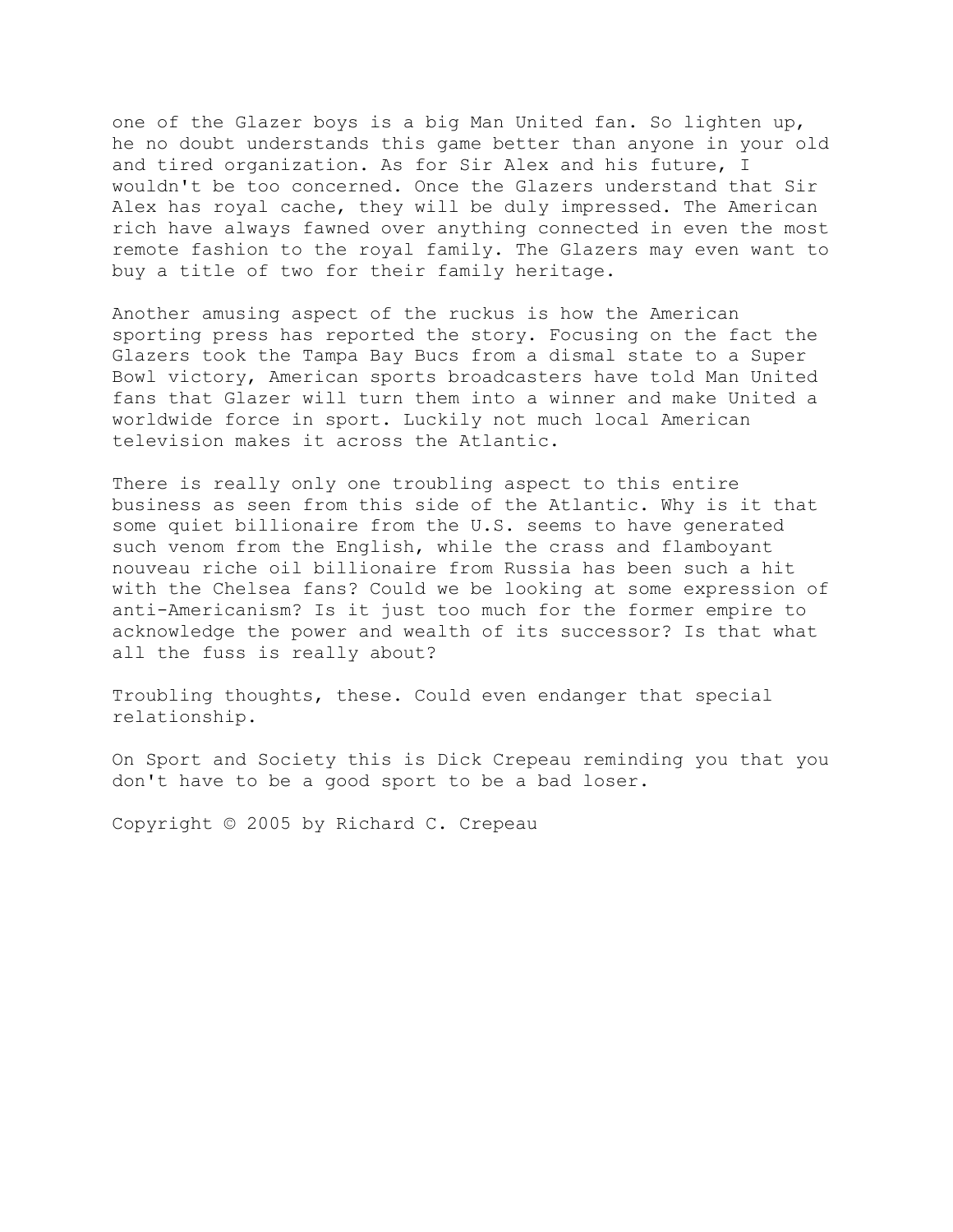one of the Glazer boys is a big Man United fan. So lighten up, he no doubt understands this game better than anyone in your old and tired organization. As for Sir Alex and his future, I wouldn't be too concerned. Once the Glazers understand that Sir Alex has royal cache, they will be duly impressed. The American rich have always fawned over anything connected in even the most remote fashion to the royal family. The Glazers may even want to buy a title of two for their family heritage.

Another amusing aspect of the ruckus is how the American sporting press has reported the story. Focusing on the fact the Glazers took the Tampa Bay Bucs from a dismal state to a Super Bowl victory, American sports broadcasters have told Man United fans that Glazer will turn them into a winner and make United a worldwide force in sport. Luckily not much local American television makes it across the Atlantic.

There is really only one troubling aspect to this entire business as seen from this side of the Atlantic. Why is it that some quiet billionaire from the U.S. seems to have generated such venom from the English, while the crass and flamboyant nouveau riche oil billionaire from Russia has been such a hit with the Chelsea fans? Could we be looking at some expression of anti-Americanism? Is it just too much for the former empire to acknowledge the power and wealth of its successor? Is that what all the fuss is really about?

Troubling thoughts, these. Could even endanger that special relationship.

On Sport and Society this is Dick Crepeau reminding you that you don't have to be a good sport to be a bad loser.

Copyright © 2005 by Richard C. Crepeau